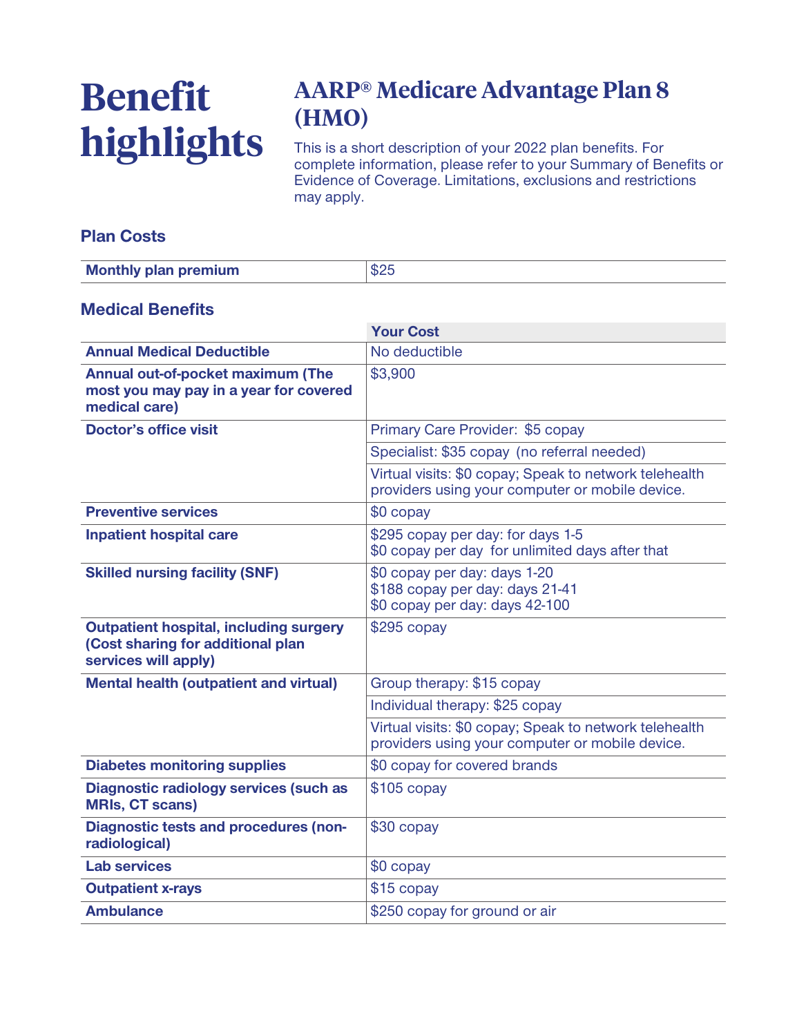# Benefit highlights

## AARP® Medicare Advantage Plan 8 (HMO)

This is a short description of your 2022 plan benefits. For complete information, please refer to your Summary of Benefits or Evidence of Coverage. Limitations, exclusions and restrictions may apply.

### Plan Costs

| | |
|---|---|
| **Monthly plan premium** | $25 |

### Medical Benefits

| | Your Cost |
|---|---|
| **Annual Medical Deductible** | No deductible |
| **Annual out-of-pocket maximum (The most you may pay in a year for covered medical care)** | $3,900 |
| **Doctor's office visit** | Primary Care Provider: $5 copay |
| | Specialist: $35 copay (no referral needed) |
| | Virtual visits: $0 copay; Speak to network telehealth providers using your computer or mobile device. |
| **Preventive services** | $0 copay |
| **Inpatient hospital care** | $295 copay per day: for days 1-5<br>$0 copay per day for unlimited days after that |
| **Skilled nursing facility (SNF)** | $0 copay per day: days 1-20<br>$188 copay per day: days 21-41<br>$0 copay per day: days 42-100 |
| **Outpatient hospital, including surgery (Cost sharing for additional plan services will apply)** | $295 copay |
| **Mental health (outpatient and virtual)** | Group therapy: $15 copay |
| | Individual therapy: $25 copay |
| | Virtual visits: $0 copay; Speak to network telehealth providers using your computer or mobile device. |
| **Diabetes monitoring supplies** | $0 copay for covered brands |
| **Diagnostic radiology services (such as MRIs, CT scans)** | $105 copay |
| **Diagnostic tests and procedures (non-radiological)** | $30 copay |
| **Lab services** | $0 copay |
| **Outpatient x-rays** | $15 copay |
| **Ambulance** | $250 copay for ground or air |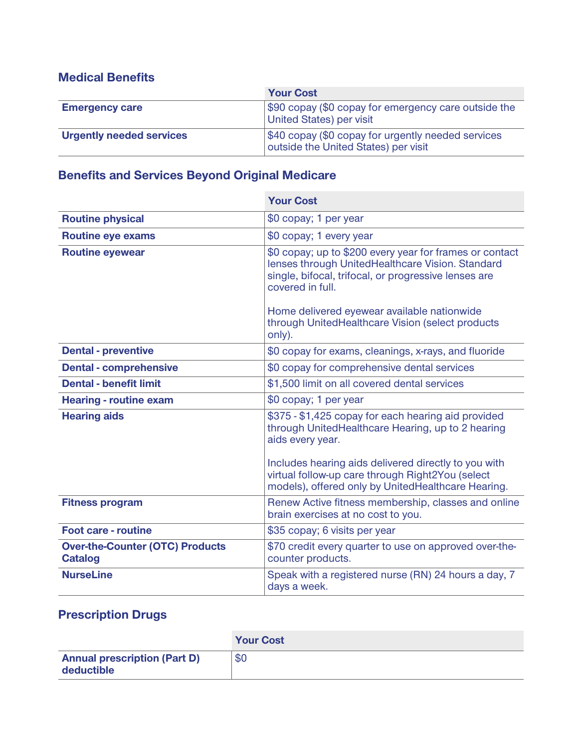## Medical Benefits

| | Your Cost |
|---|---|
| **Emergency care** | $90 copay ($0 copay for emergency care outside the United States) per visit |
| **Urgently needed services** | $40 copay ($0 copay for urgently needed services outside the United States) per visit |

## Benefits and Services Beyond Original Medicare

| | Your Cost |
|---|---|
| **Routine physical** | $0 copay; 1 per year |
| **Routine eye exams** | $0 copay; 1 every year |
| **Routine eyewear** | $0 copay; up to $200 every year for frames or contact lenses through UnitedHealthcare Vision. Standard single, bifocal, trifocal, or progressive lenses are covered in full.<br><br>Home delivered eyewear available nationwide through UnitedHealthcare Vision (select products only). |
| **Dental - preventive** | $0 copay for exams, cleanings, x-rays, and fluoride |
| **Dental - comprehensive** | $0 copay for comprehensive dental services |
| **Dental - benefit limit** | $1,500 limit on all covered dental services |
| **Hearing - routine exam** | $0 copay; 1 per year |
| **Hearing aids** | $375 - $1,425 copay for each hearing aid provided through UnitedHealthcare Hearing, up to 2 hearing aids every year.<br><br>Includes hearing aids delivered directly to you with virtual follow-up care through Right2You (select models), offered only by UnitedHealthcare Hearing. |
| **Fitness program** | Renew Active fitness membership, classes and online brain exercises at no cost to you. |
| **Foot care - routine** | $35 copay; 6 visits per year |
| **Over-the-Counter (OTC) Products Catalog** | $70 credit every quarter to use on approved over-the-counter products. |
| **NurseLine** | Speak with a registered nurse (RN) 24 hours a day, 7 days a week. |

## Prescription Drugs

| | Your Cost |
|---|---|
| **Annual prescription (Part D) deductible** | $0 |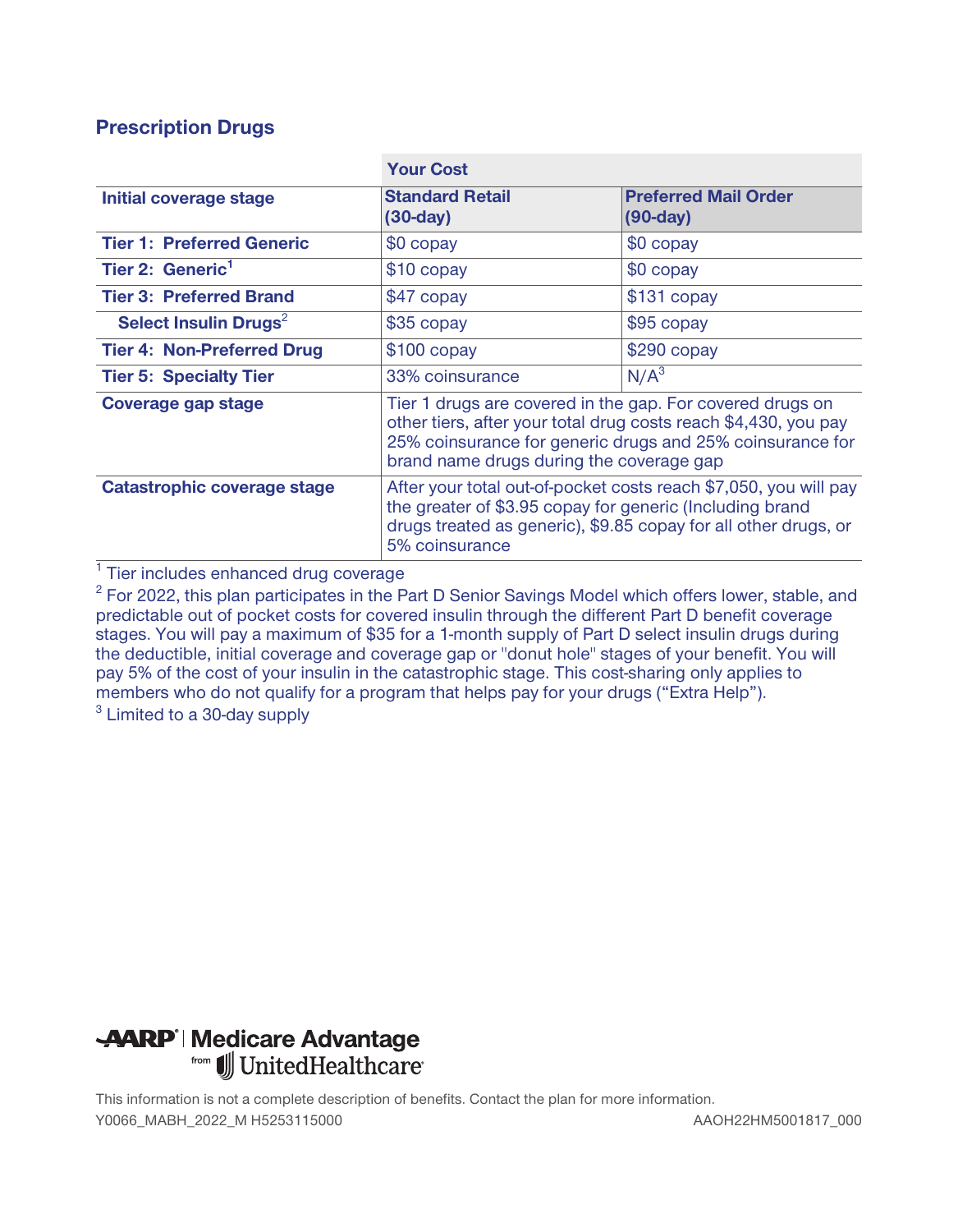## Prescription Drugs

| | Your Cost | |
|---|---|---|
| **Initial coverage stage** | **Standard Retail (30-day)** | **Preferred Mail Order (90-day)** |
| **Tier 1: Preferred Generic** | $0 copay | $0 copay |
| **Tier 2: Generic**[1] | $10 copay | $0 copay |
| **Tier 3: Preferred Brand** | $47 copay | $131 copay |
| **Select Insulin Drugs**[2] | $35 copay | $95 copay |
| **Tier 4: Non-Preferred Drug** | $100 copay | $290 copay |
| **Tier 5: Specialty Tier** | 33% coinsurance | N/A[3] |
| **Coverage gap stage** | Tier 1 drugs are covered in the gap. For covered drugs on other tiers, after your total drug costs reach $4,430, you pay 25% coinsurance for generic drugs and 25% coinsurance for brand name drugs during the coverage gap | |
| **Catastrophic coverage stage** | After your total out-of-pocket costs reach $7,050, you will pay the greater of $3.95 copay for generic (Including brand drugs treated as generic), $9.85 copay for all other drugs, or 5% coinsurance | |

[1] Tier includes enhanced drug coverage

[2] For 2022, this plan participates in the Part D Senior Savings Model which offers lower, stable, and predictable out of pocket costs for covered insulin through the different Part D benefit coverage stages. You will pay a maximum of $35 for a 1-month supply of Part D select insulin drugs during the deductible, initial coverage and coverage gap or "donut hole" stages of your benefit. You will pay 5% of the cost of your insulin in the catastrophic stage. This cost-sharing only applies to members who do not qualify for a program that helps pay for your drugs (“Extra Help”).

[3] Limited to a 30-day supply

AARP Medicare Advantage from UnitedHealthcare

This information is not a complete description of benefits. Contact the plan for more information.

Y0066_MABH_2022_M H5253115000 AAOH22HM5001817_000